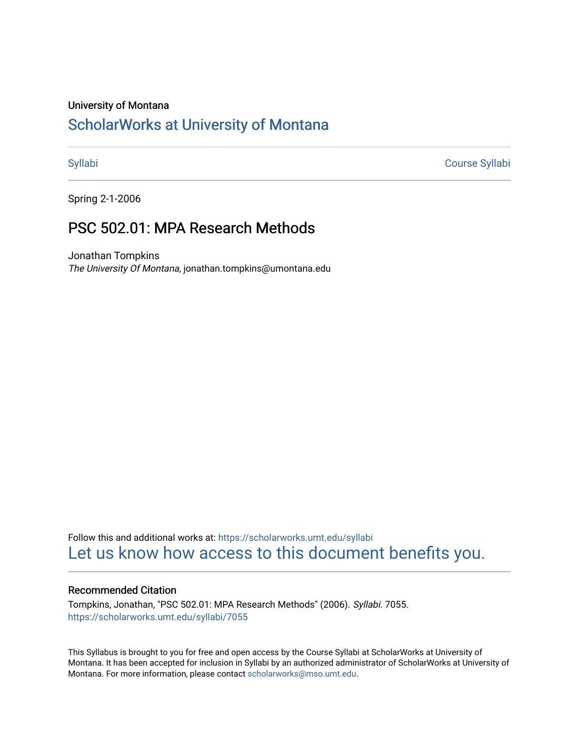University of Montana

# ScholarWorks at University of Montana

Syllabi | Course Syllabi

Spring 2-1-2006

## PSC 502.01: MPA Research Methods

Jonathan Tompkins
*The University Of Montana*, jonathan.tompkins@umontana.edu

Follow this and additional works at: https://scholarworks.umt.edu/syllabi

Let us know how access to this document benefits you.

### Recommended Citation

Tompkins, Jonathan, "PSC 502.01: MPA Research Methods" (2006). *Syllabi*. 7055.
https://scholarworks.umt.edu/syllabi/7055

This Syllabus is brought to you for free and open access by the Course Syllabi at ScholarWorks at University of Montana. It has been accepted for inclusion in Syllabi by an authorized administrator of ScholarWorks at University of Montana. For more information, please contact scholarworks@mso.umt.edu.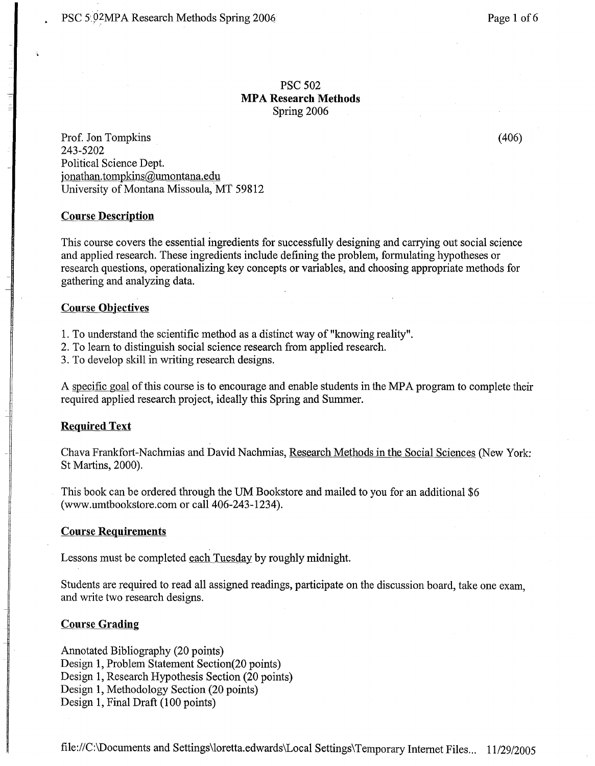# PSC 502
## MPA Research Methods
Spring 2006

Prof. Jon Tompkins (406)
243-5202
Political Science Dept.
jonathan.tompkins@umontana.edu
University of Montana Missoula, MT 59812

### Course Description

This course covers the essential ingredients for successfully designing and carrying out social science and applied research. These ingredients include defining the problem, formulating hypotheses or research questions, operationalizing key concepts or variables, and choosing appropriate methods for gathering and analyzing data.

### Course Objectives

1. To understand the scientific method as a distinct way of "knowing reality".
2. To learn to distinguish social science research from applied research.
3. To develop skill in writing research designs.

A specific goal of this course is to encourage and enable students in the MPA program to complete their required applied research project, ideally this Spring and Summer.

### Required Text

Chava Frankfort-Nachmias and David Nachmias, Research Methods in the Social Sciences (New York: St Martins, 2000).

This book can be ordered through the UM Bookstore and mailed to you for an additional $6 (www.umtbookstore.com or call 406-243-1234).

### Course Requirements

Lessons must be completed each Tuesday by roughly midnight.

Students are required to read all assigned readings, participate on the discussion board, take one exam, and write two research designs.

### Course Grading

Annotated Bibliography (20 points)
Design 1, Problem Statement Section(20 points)
Design 1, Research Hypothesis Section (20 points)
Design 1, Methodology Section (20 points)
Design 1, Final Draft (100 points)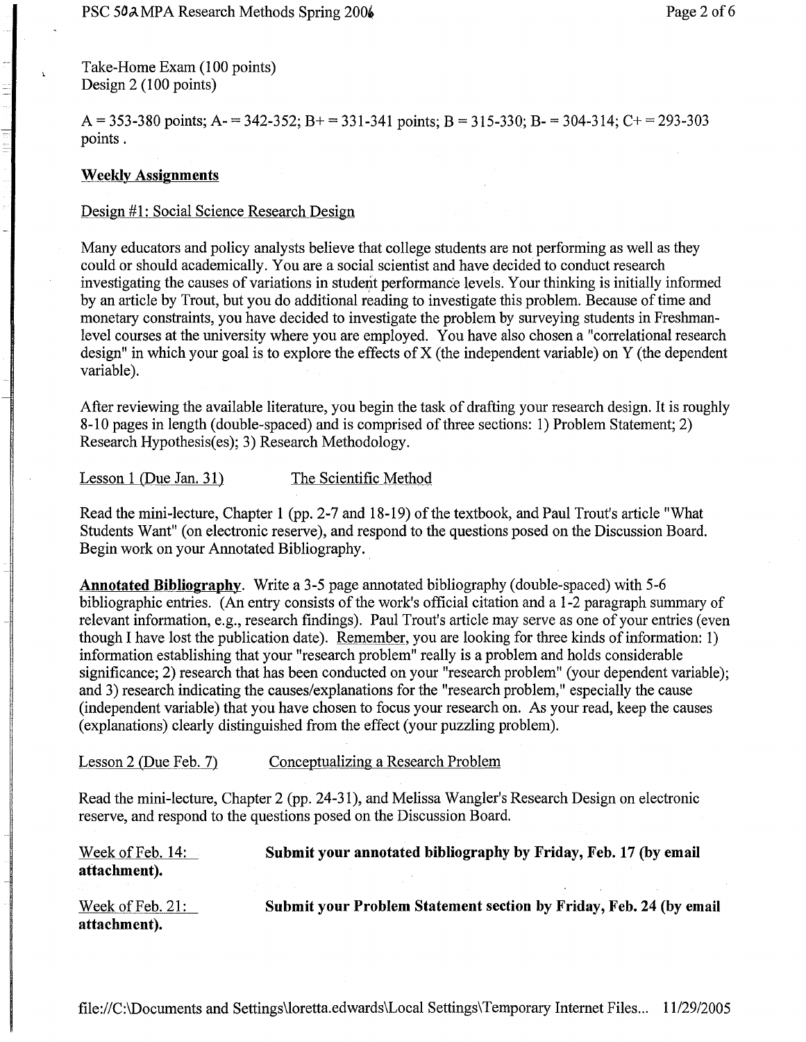Take-Home Exam (100 points)
Design 2 (100 points)

A = 353-380 points; A- = 342-352; B+ = 331-341 points; B = 315-330; B- = 304-314; C+ = 293-303 points .

## Weekly Assignments

### Design #1: Social Science Research Design

Many educators and policy analysts believe that college students are not performing as well as they could or should academically. You are a social scientist and have decided to conduct research investigating the causes of variations in student performance levels. Your thinking is initially informed by an article by Trout, but you do additional reading to investigate this problem. Because of time and monetary constraints, you have decided to investigate the problem by surveying students in Freshman-level courses at the university where you are employed. You have also chosen a "correlational research design" in which your goal is to explore the effects of X (the independent variable) on Y (the dependent variable).

After reviewing the available literature, you begin the task of drafting your research design. It is roughly 8-10 pages in length (double-spaced) and is comprised of three sections: 1) Problem Statement; 2) Research Hypothesis(es); 3) Research Methodology.

Lesson 1 (Due Jan. 31) The Scientific Method

Read the mini-lecture, Chapter 1 (pp. 2-7 and 18-19) of the textbook, and Paul Trout's article "What Students Want" (on electronic reserve), and respond to the questions posed on the Discussion Board. Begin work on your Annotated Bibliography.

**Annotated Bibliography**. Write a 3-5 page annotated bibliography (double-spaced) with 5-6 bibliographic entries. (An entry consists of the work's official citation and a 1-2 paragraph summary of relevant information, e.g., research findings). Paul Trout's article may serve as one of your entries (even though I have lost the publication date). Remember, you are looking for three kinds of information: 1) information establishing that your "research problem" really is a problem and holds considerable significance; 2) research that has been conducted on your "research problem" (your dependent variable); and 3) research indicating the causes/explanations for the "research problem," especially the cause (independent variable) that you have chosen to focus your research on. As your read, keep the causes (explanations) clearly distinguished from the effect (your puzzling problem).

Lesson 2 (Due Feb. 7) Conceptualizing a Research Problem

Read the mini-lecture, Chapter 2 (pp. 24-31), and Melissa Wangler's Research Design on electronic reserve, and respond to the questions posed on the Discussion Board.

Week of Feb. 14: **Submit your annotated bibliography by Friday, Feb. 17 (by email attachment).**

Week of Feb. 21: **Submit your Problem Statement section by Friday, Feb. 24 (by email attachment).**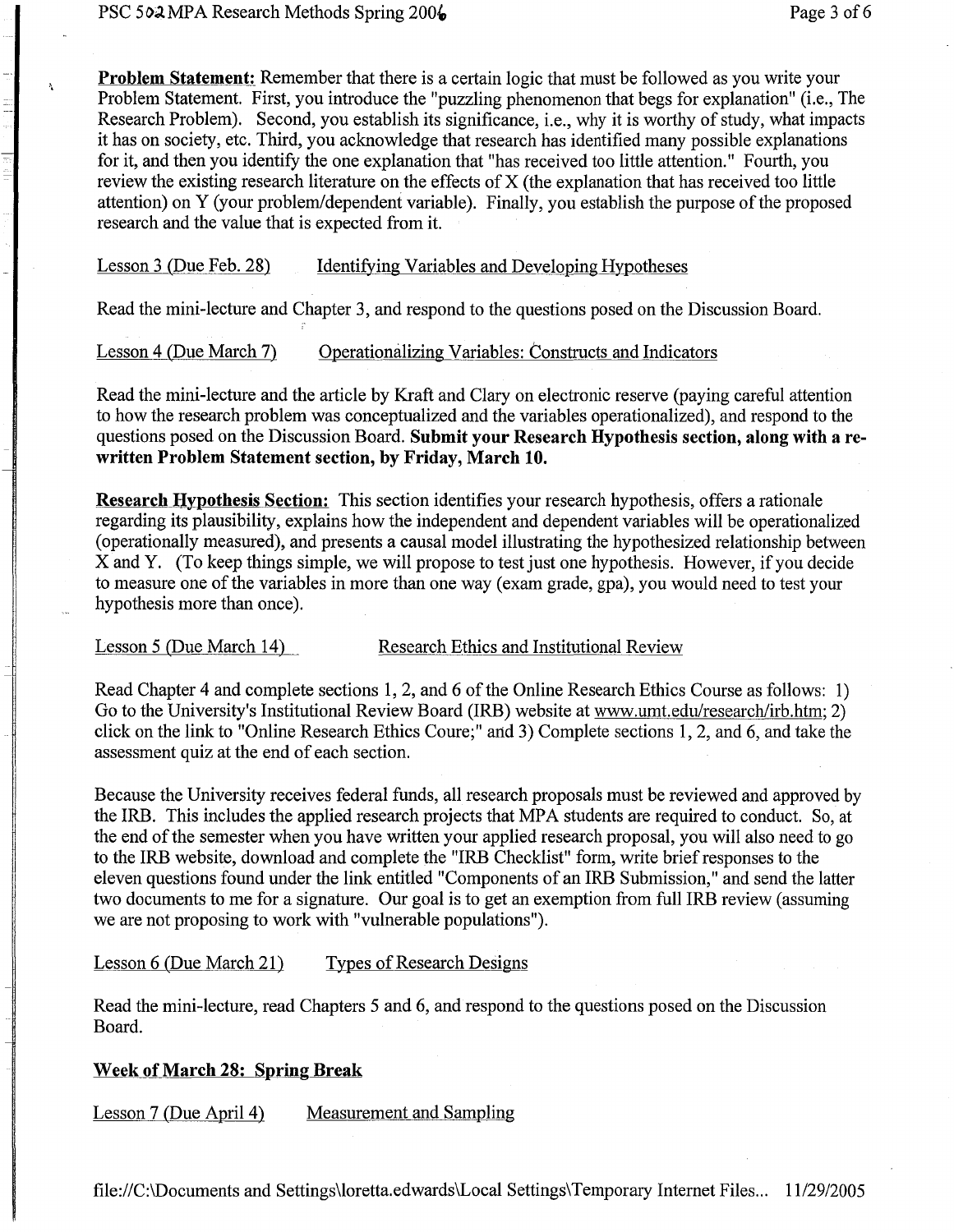**Problem Statement:** Remember that there is a certain logic that must be followed as you write your Problem Statement. First, you introduce the "puzzling phenomenon that begs for explanation" (i.e., The Research Problem). Second, you establish its significance, i.e., why it is worthy of study, what impacts it has on society, etc. Third, you acknowledge that research has identified many possible explanations for it, and then you identify the one explanation that "has received too little attention." Fourth, you review the existing research literature on the effects of X (the explanation that has received too little attention) on Y (your problem/dependent variable). Finally, you establish the purpose of the proposed research and the value that is expected from it.

Lesson 3 (Due Feb. 28) Identifying Variables and Developing Hypotheses

Read the mini-lecture and Chapter 3, and respond to the questions posed on the Discussion Board.

Lesson 4 (Due March 7) Operationalizing Variables: Constructs and Indicators

Read the mini-lecture and the article by Kraft and Clary on electronic reserve (paying careful attention to how the research problem was conceptualized and the variables operationalized), and respond to the questions posed on the Discussion Board. **Submit your Research Hypothesis section, along with a re-written Problem Statement section, by Friday, March 10.**

**Research Hypothesis Section:** This section identifies your research hypothesis, offers a rationale regarding its plausibility, explains how the independent and dependent variables will be operationalized (operationally measured), and presents a causal model illustrating the hypothesized relationship between X and Y. (To keep things simple, we will propose to test just one hypothesis. However, if you decide to measure one of the variables in more than one way (exam grade, gpa), you would need to test your hypothesis more than once).

Lesson 5 (Due March 14) Research Ethics and Institutional Review

Read Chapter 4 and complete sections 1, 2, and 6 of the Online Research Ethics Course as follows: 1) Go to the University's Institutional Review Board (IRB) website at www.umt.edu/research/irb.htm; 2) click on the link to "Online Research Ethics Coure;" and 3) Complete sections 1, 2, and 6, and take the assessment quiz at the end of each section.

Because the University receives federal funds, all research proposals must be reviewed and approved by the IRB. This includes the applied research projects that MPA students are required to conduct. So, at the end of the semester when you have written your applied research proposal, you will also need to go to the IRB website, download and complete the "IRB Checklist" form, write brief responses to the eleven questions found under the link entitled "Components of an IRB Submission," and send the latter two documents to me for a signature. Our goal is to get an exemption from full IRB review (assuming we are not proposing to work with "vulnerable populations").

Lesson 6 (Due March 21) Types of Research Designs

Read the mini-lecture, read Chapters 5 and 6, and respond to the questions posed on the Discussion Board.

**Week of March 28: Spring Break**

Lesson 7 (Due April 4) Measurement and Sampling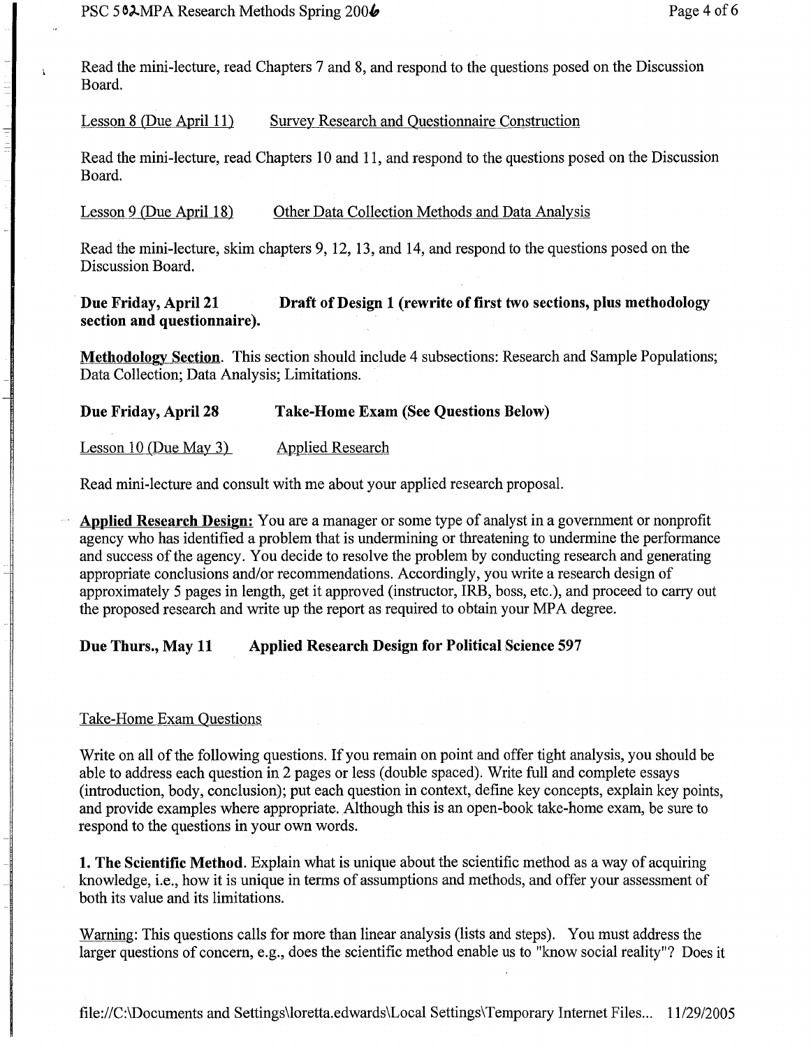Read the mini-lecture, read Chapters 7 and 8, and respond to the questions posed on the Discussion Board.

Lesson 8 (Due April 11) Survey Research and Questionnaire Construction

Read the mini-lecture, read Chapters 10 and 11, and respond to the questions posed on the Discussion Board.

Lesson 9 (Due April 18) Other Data Collection Methods and Data Analysis

Read the mini-lecture, skim chapters 9, 12, 13, and 14, and respond to the questions posed on the Discussion Board.

**Due Friday, April 21 Draft of Design 1 (rewrite of first two sections, plus methodology section and questionnaire).**

**Methodology Section**. This section should include 4 subsections: Research and Sample Populations; Data Collection; Data Analysis; Limitations.

**Due Friday, April 28 Take-Home Exam (See Questions Below)**

Lesson 10 (Due May 3) Applied Research

Read mini-lecture and consult with me about your applied research proposal.

**Applied Research Design:** You are a manager or some type of analyst in a government or nonprofit agency who has identified a problem that is undermining or threatening to undermine the performance and success of the agency. You decide to resolve the problem by conducting research and generating appropriate conclusions and/or recommendations. Accordingly, you write a research design of approximately 5 pages in length, get it approved (instructor, IRB, boss, etc.), and proceed to carry out the proposed research and write up the report as required to obtain your MPA degree.

**Due Thurs., May 11 Applied Research Design for Political Science 597**

Take-Home Exam Questions

Write on all of the following questions. If you remain on point and offer tight analysis, you should be able to address each question in 2 pages or less (double spaced). Write full and complete essays (introduction, body, conclusion); put each question in context, define key concepts, explain key points, and provide examples where appropriate. Although this is an open-book take-home exam, be sure to respond to the questions in your own words.

**1. The Scientific Method**. Explain what is unique about the scientific method as a way of acquiring knowledge, i.e., how it is unique in terms of assumptions and methods, and offer your assessment of both its value and its limitations.

Warning: This questions calls for more than linear analysis (lists and steps). You must address the larger questions of concern, e.g., does the scientific method enable us to "know social reality"? Does it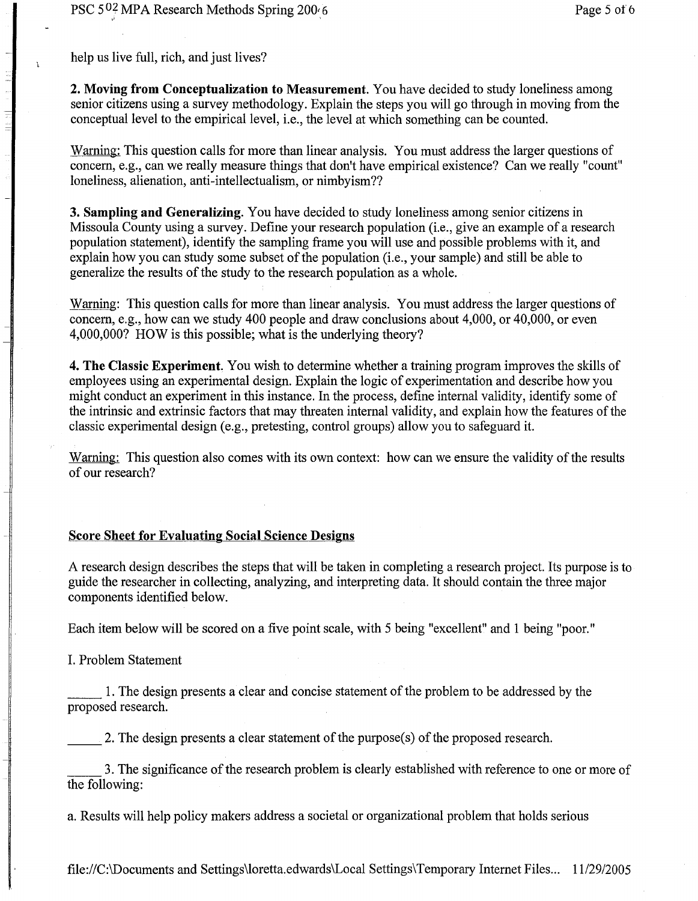help us live full, rich, and just lives?

**2. Moving from Conceptualization to Measurement.** You have decided to study loneliness among senior citizens using a survey methodology. Explain the steps you will go through in moving from the conceptual level to the empirical level, i.e., the level at which something can be counted.

Warning: This question calls for more than linear analysis. You must address the larger questions of concern, e.g., can we really measure things that don't have empirical existence? Can we really "count" loneliness, alienation, anti-intellectualism, or nimbyism??

**3. Sampling and Generalizing.** You have decided to study loneliness among senior citizens in Missoula County using a survey. Define your research population (i.e., give an example of a research population statement), identify the sampling frame you will use and possible problems with it, and explain how you can study some subset of the population (i.e., your sample) and still be able to generalize the results of the study to the research population as a whole.

Warning: This question calls for more than linear analysis. You must address the larger questions of concern, e.g., how can we study 400 people and draw conclusions about 4,000, or 40,000, or even 4,000,000? HOW is this possible; what is the underlying theory?

**4. The Classic Experiment.** You wish to determine whether a training program improves the skills of employees using an experimental design. Explain the logic of experimentation and describe how you might conduct an experiment in this instance. In the process, define internal validity, identify some of the intrinsic and extrinsic factors that may threaten internal validity, and explain how the features of the classic experimental design (e.g., pretesting, control groups) allow you to safeguard it.

Warning: This question also comes with its own context: how can we ensure the validity of the results of our research?

## Score Sheet for Evaluating Social Science Designs

A research design describes the steps that will be taken in completing a research project. Its purpose is to guide the researcher in collecting, analyzing, and interpreting data. It should contain the three major components identified below.

Each item below will be scored on a five point scale, with 5 being "excellent" and 1 being "poor."

I. Problem Statement

_____ 1. The design presents a clear and concise statement of the problem to be addressed by the proposed research.

_____ 2. The design presents a clear statement of the purpose(s) of the proposed research.

_____ 3. The significance of the research problem is clearly established with reference to one or more of the following:

a. Results will help policy makers address a societal or organizational problem that holds serious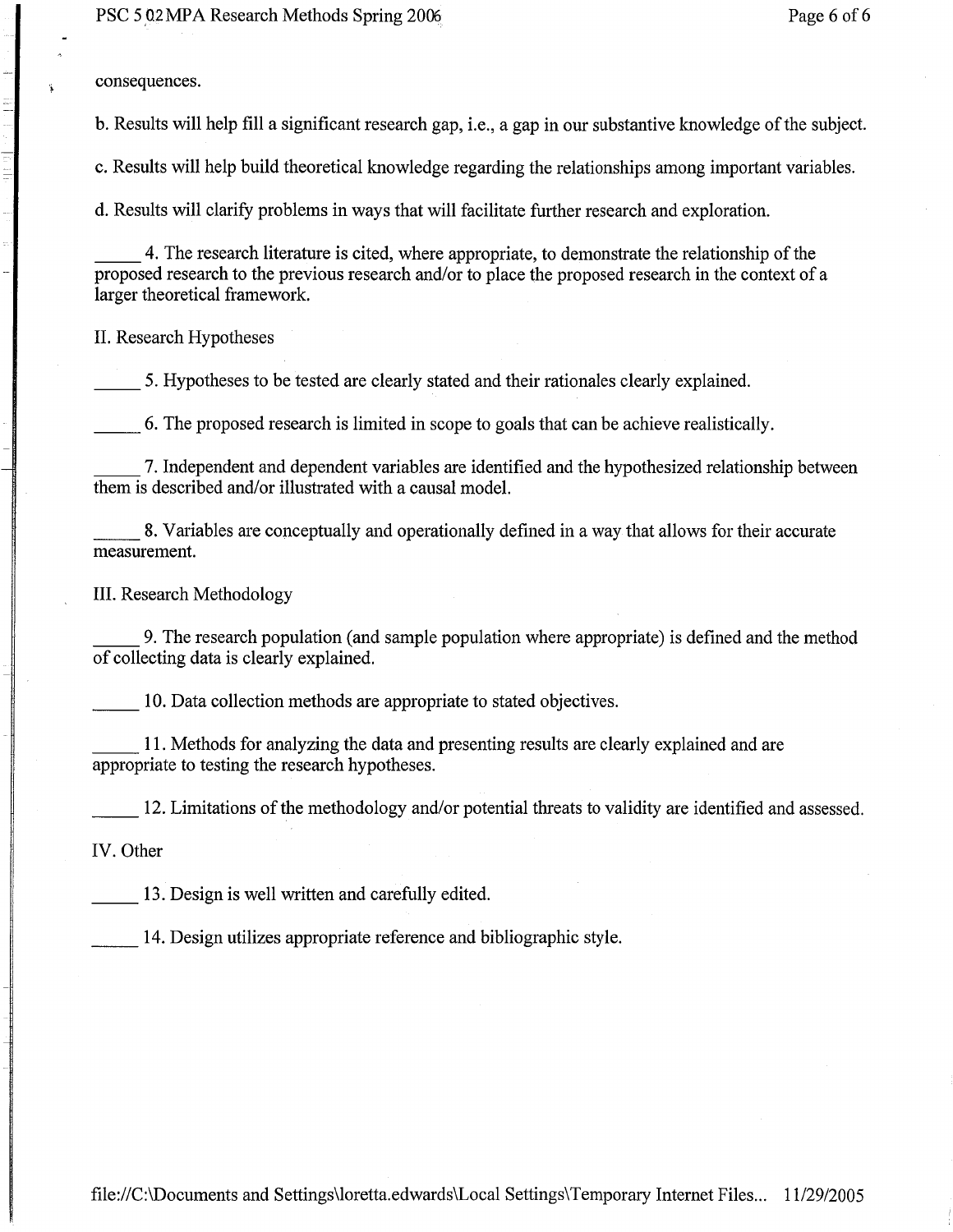consequences.

b. Results will help fill a significant research gap, i.e., a gap in our substantive knowledge of the subject.

c. Results will help build theoretical knowledge regarding the relationships among important variables.

d. Results will clarify problems in ways that will facilitate further research and exploration.

_____ 4. The research literature is cited, where appropriate, to demonstrate the relationship of the proposed research to the previous research and/or to place the proposed research in the context of a larger theoretical framework.

II. Research Hypotheses

_____ 5. Hypotheses to be tested are clearly stated and their rationales clearly explained.

_____ 6. The proposed research is limited in scope to goals that can be achieve realistically.

_____ 7. Independent and dependent variables are identified and the hypothesized relationship between them is described and/or illustrated with a causal model.

_____ 8. Variables are conceptually and operationally defined in a way that allows for their accurate measurement.

III. Research Methodology

_____ 9. The research population (and sample population where appropriate) is defined and the method of collecting data is clearly explained.

_____ 10. Data collection methods are appropriate to stated objectives.

_____ 11. Methods for analyzing the data and presenting results are clearly explained and are appropriate to testing the research hypotheses.

_____ 12. Limitations of the methodology and/or potential threats to validity are identified and assessed.

IV. Other

_____ 13. Design is well written and carefully edited.

_____ 14. Design utilizes appropriate reference and bibliographic style.